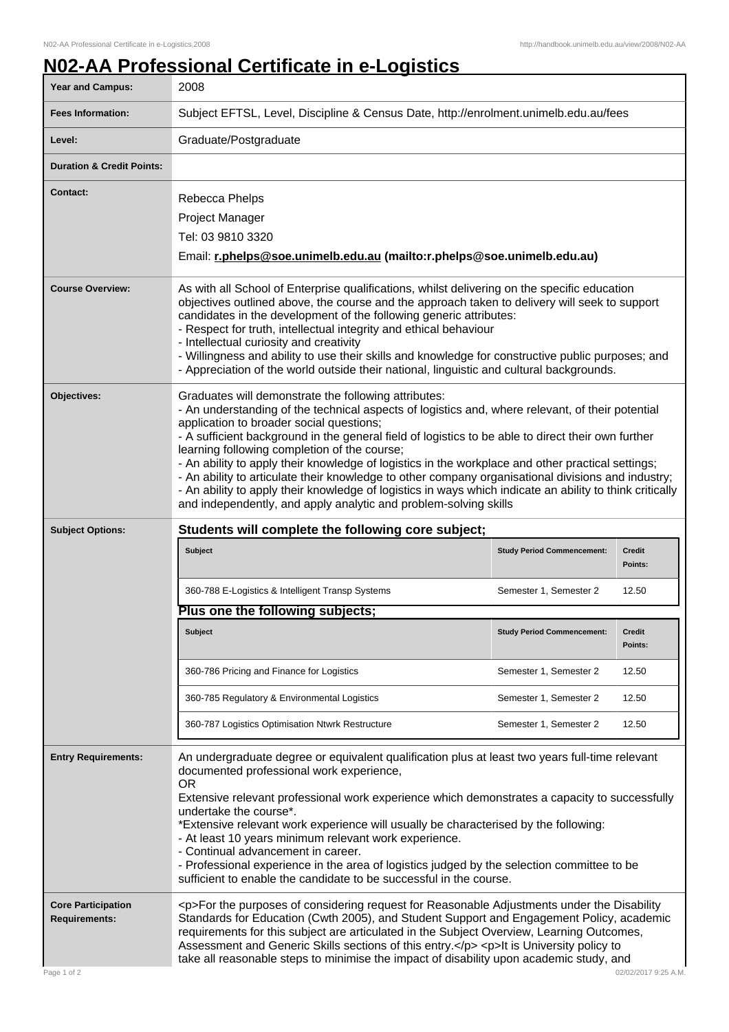# N02-AA Professional Certificate in e-Logistics

| | |
|---|---|
| **Year and Campus:** | 2008 |
| **Fees Information:** | Subject EFTSL, Level, Discipline & Census Date, http://enrolment.unimelb.edu.au/fees |
| **Level:** | Graduate/Postgraduate |
| **Duration & Credit Points:** | |
| **Contact:** | Rebecca Phelps<br>Project Manager<br>Tel: 03 9810 3320<br>Email: **r.phelps@soe.unimelb.edu.au (mailto:r.phelps@soe.unimelb.edu.au)** |
| **Course Overview:** | As with all School of Enterprise qualifications, whilst delivering on the specific education objectives outlined above, the course and the approach taken to delivery will seek to support candidates in the development of the following generic attributes:<br>- Respect for truth, intellectual integrity and ethical behaviour<br>- Intellectual curiosity and creativity<br>- Willingness and ability to use their skills and knowledge for constructive public purposes; and<br>- Appreciation of the world outside their national, linguistic and cultural backgrounds. |
| **Objectives:** | Graduates will demonstrate the following attributes:<br>- An understanding of the technical aspects of logistics and, where relevant, of their potential application to broader social questions;<br>- A sufficient background in the general field of logistics to be able to direct their own further learning following completion of the course;<br>- An ability to apply their knowledge of logistics in the workplace and other practical settings;<br>- An ability to articulate their knowledge to other company organisational divisions and industry;<br>- An ability to apply their knowledge of logistics in ways which indicate an ability to think critically and independently, and apply analytic and problem-solving skills |

**Subject Options:**

### Students will complete the following core subject;

| Subject | Study Period Commencement: | Credit Points: |
|---|---|---|
| 360-788 E-Logistics & Intelligent Transp Systems | Semester 1, Semester 2 | 12.50 |

### Plus one the following subjects;

| Subject | Study Period Commencement: | Credit Points: |
|---|---|---|
| 360-786 Pricing and Finance for Logistics | Semester 1, Semester 2 | 12.50 |
| 360-785 Regulatory & Environmental Logistics | Semester 1, Semester 2 | 12.50 |
| 360-787 Logistics Optimisation Ntwrk Restructure | Semester 1, Semester 2 | 12.50 |

| | |
|---|---|
| **Entry Requirements:** | An undergraduate degree or equivalent qualification plus at least two years full-time relevant documented professional work experience,<br>OR<br>Extensive relevant professional work experience which demonstrates a capacity to successfully undertake the course*.<br>*Extensive relevant work experience will usually be characterised by the following:<br>- At least 10 years minimum relevant work experience.<br>- Continual advancement in career.<br>- Professional experience in the area of logistics judged by the selection committee to be sufficient to enable the candidate to be successful in the course. |
| **Core Participation Requirements:** | <p>For the purposes of considering request for Reasonable Adjustments under the Disability Standards for Education (Cwth 2005), and Student Support and Engagement Policy, academic requirements for this subject are articulated in the Subject Overview, Learning Outcomes, Assessment and Generic Skills sections of this entry.</p> <p>It is University policy to take all reasonable steps to minimise the impact of disability upon academic study, and |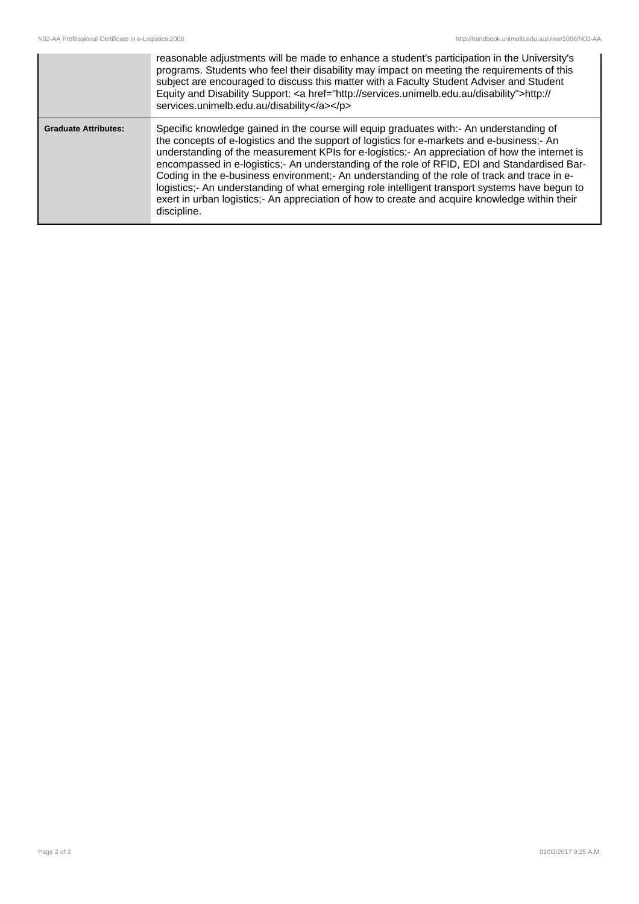| | |
|---|---|
| | reasonable adjustments will be made to enhance a student's participation in the University's programs. Students who feel their disability may impact on meeting the requirements of this subject are encouraged to discuss this matter with a Faculty Student Adviser and Student Equity and Disability Support: <a href="http://services.unimelb.edu.au/disability">http://services.unimelb.edu.au/disability</a></p> |
| **Graduate Attributes:** | Specific knowledge gained in the course will equip graduates with:- An understanding of the concepts of e-logistics and the support of logistics for e-markets and e-business;- An understanding of the measurement KPIs for e-logistics;- An appreciation of how the internet is encompassed in e-logistics;- An understanding of the role of RFID, EDI and Standardised Bar-Coding in the e-business environment;- An understanding of the role of track and trace in e-logistics;- An understanding of what emerging role intelligent transport systems have begun to exert in urban logistics;- An appreciation of how to create and acquire knowledge within their discipline. |